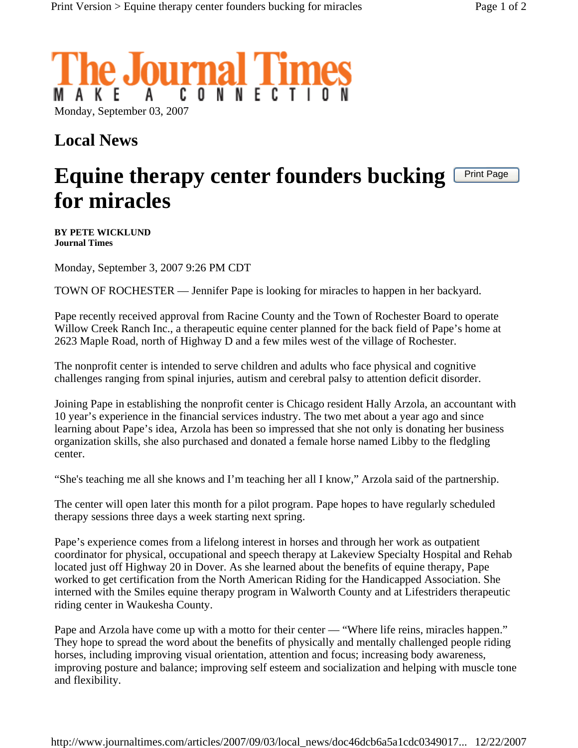# The Journal Times

MAKE A CONNECTION

Monday, September 03, 2007

## Local News

# Equine therapy center founders bucking for miracles

**BY PETE WICKLUND**
**Journal Times**

Monday, September 3, 2007 9:26 PM CDT

TOWN OF ROCHESTER — Jennifer Pape is looking for miracles to happen in her backyard.

Pape recently received approval from Racine County and the Town of Rochester Board to operate Willow Creek Ranch Inc., a therapeutic equine center planned for the back field of Pape's home at 2623 Maple Road, north of Highway D and a few miles west of the village of Rochester.

The nonprofit center is intended to serve children and adults who face physical and cognitive challenges ranging from spinal injuries, autism and cerebral palsy to attention deficit disorder.

Joining Pape in establishing the nonprofit center is Chicago resident Hally Arzola, an accountant with 10 year's experience in the financial services industry. The two met about a year ago and since learning about Pape's idea, Arzola has been so impressed that she not only is donating her business organization skills, she also purchased and donated a female horse named Libby to the fledgling center.

"She's teaching me all she knows and I'm teaching her all I know," Arzola said of the partnership.

The center will open later this month for a pilot program. Pape hopes to have regularly scheduled therapy sessions three days a week starting next spring.

Pape's experience comes from a lifelong interest in horses and through her work as outpatient coordinator for physical, occupational and speech therapy at Lakeview Specialty Hospital and Rehab located just off Highway 20 in Dover. As she learned about the benefits of equine therapy, Pape worked to get certification from the North American Riding for the Handicapped Association. She interned with the Smiles equine therapy program in Walworth County and at Lifestriders therapeutic riding center in Waukesha County.

Pape and Arzola have come up with a motto for their center — "Where life reins, miracles happen." They hope to spread the word about the benefits of physically and mentally challenged people riding horses, including improving visual orientation, attention and focus; increasing body awareness, improving posture and balance; improving self esteem and socialization and helping with muscle tone and flexibility.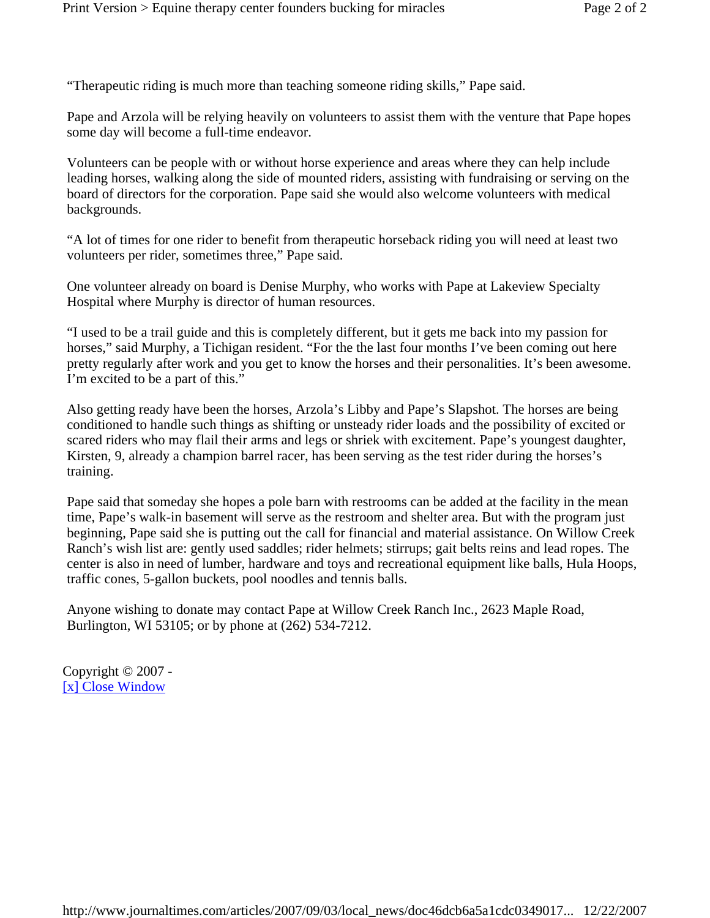"Therapeutic riding is much more than teaching someone riding skills," Pape said.

Pape and Arzola will be relying heavily on volunteers to assist them with the venture that Pape hopes some day will become a full-time endeavor.

Volunteers can be people with or without horse experience and areas where they can help include leading horses, walking along the side of mounted riders, assisting with fundraising or serving on the board of directors for the corporation. Pape said she would also welcome volunteers with medical backgrounds.

"A lot of times for one rider to benefit from therapeutic horseback riding you will need at least two volunteers per rider, sometimes three," Pape said.

One volunteer already on board is Denise Murphy, who works with Pape at Lakeview Specialty Hospital where Murphy is director of human resources.

"I used to be a trail guide and this is completely different, but it gets me back into my passion for horses," said Murphy, a Tichigan resident. "For the the last four months I've been coming out here pretty regularly after work and you get to know the horses and their personalities. It's been awesome. I'm excited to be a part of this."

Also getting ready have been the horses, Arzola's Libby and Pape's Slapshot. The horses are being conditioned to handle such things as shifting or unsteady rider loads and the possibility of excited or scared riders who may flail their arms and legs or shriek with excitement. Pape's youngest daughter, Kirsten, 9, already a champion barrel racer, has been serving as the test rider during the horses's training.

Pape said that someday she hopes a pole barn with restrooms can be added at the facility in the mean time, Pape's walk-in basement will serve as the restroom and shelter area. But with the program just beginning, Pape said she is putting out the call for financial and material assistance. On Willow Creek Ranch's wish list are: gently used saddles; rider helmets; stirrups; gait belts reins and lead ropes. The center is also in need of lumber, hardware and toys and recreational equipment like balls, Hula Hoops, traffic cones, 5-gallon buckets, pool noodles and tennis balls.

Anyone wishing to donate may contact Pape at Willow Creek Ranch Inc., 2623 Maple Road, Burlington, WI 53105; or by phone at (262) 534-7212.

Copyright © 2007 -
[x] Close Window